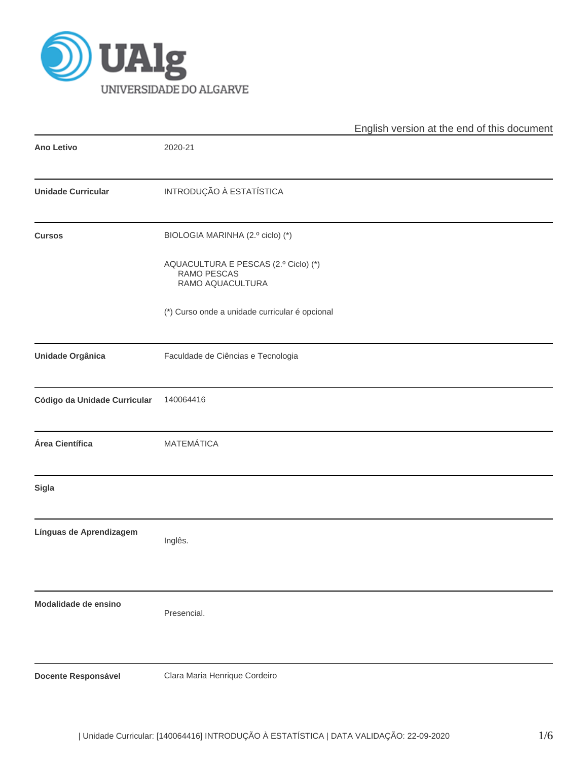UAlg UNIVERSIDADE DO ALGARVE

English version at the end of this document

| | |
|---|---|
| **Ano Letivo** | 2020-21 |
| **Unidade Curricular** | INTRODUÇÃO À ESTATÍSTICA |
| **Cursos** | BIOLOGIA MARINHA (2.º ciclo) (*)<br><br>AQUACULTURA E PESCAS (2.º Ciclo) (*)<br>RAMO PESCAS<br>RAMO AQUACULTURA<br><br>(*) Curso onde a unidade curricular é opcional |
| **Unidade Orgânica** | Faculdade de Ciências e Tecnologia |
| **Código da Unidade Curricular** | 140064416 |
| **Área Científica** | MATEMÁTICA |
| **Sigla** | |
| **Línguas de Aprendizagem** | Inglês. |
| **Modalidade de ensino** | Presencial. |
| **Docente Responsável** | Clara Maria Henrique Cordeiro |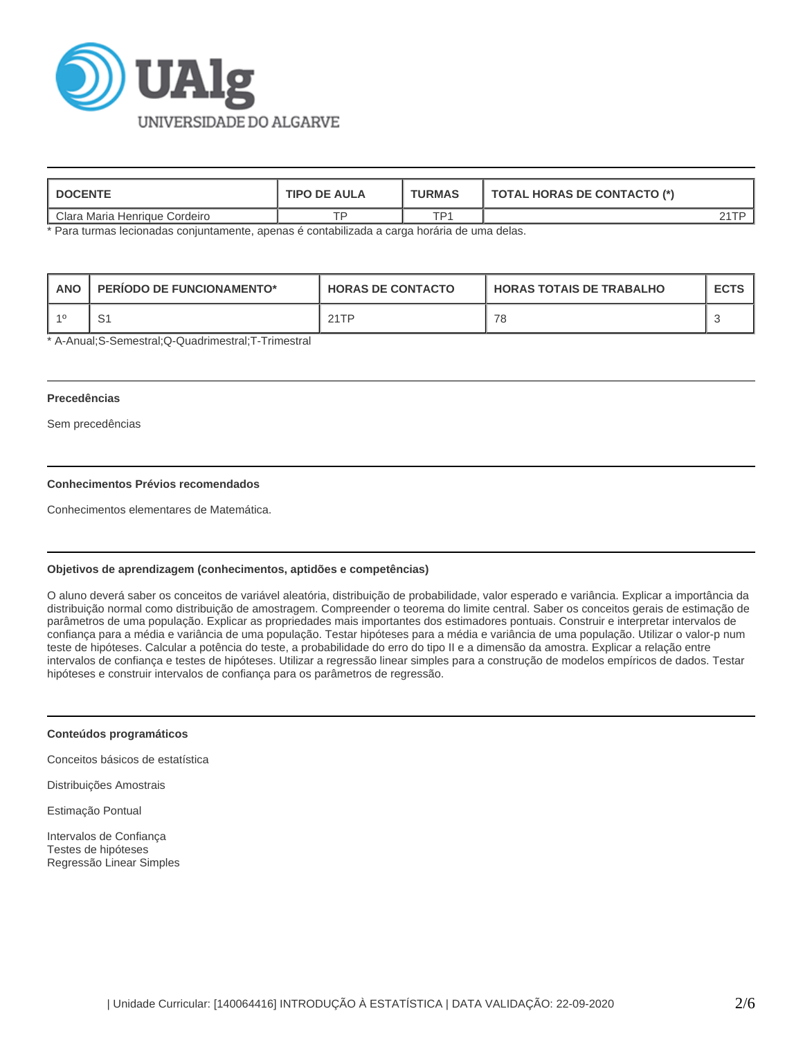| DOCENTE | TIPO DE AULA | TURMAS | TOTAL HORAS DE CONTACTO (*) |
| --- | --- | --- | --- |
| Clara Maria Henrique Cordeiro | TP | TP1 | 21TP |

* Para turmas lecionadas conjuntamente, apenas é contabilizada a carga horária de uma delas.

| ANO | PERÍODO DE FUNCIONAMENTO* | HORAS DE CONTACTO | HORAS TOTAIS DE TRABALHO | ECTS |
| --- | --- | --- | --- | --- |
| 1º | S1 | 21TP | 78 | 3 |

* A-Anual;S-Semestral;Q-Quadrimestral;T-Trimestral

### Precedências

Sem precedências

### Conhecimentos Prévios recomendados

Conhecimentos elementares de Matemática.

### Objetivos de aprendizagem (conhecimentos, aptidões e competências)

O aluno deverá saber os conceitos de variável aleatória, distribuição de probabilidade, valor esperado e variância. Explicar a importância da distribuição normal como distribuição de amostragem. Compreender o teorema do limite central. Saber os conceitos gerais de estimação de parâmetros de uma população. Explicar as propriedades mais importantes dos estimadores pontuais. Construir e interpretar intervalos de confiança para a média e variância de uma população. Testar hipóteses para a média e variância de uma população. Utilizar o valor-p num teste de hipóteses. Calcular a potência do teste, a probabilidade do erro do tipo II e a dimensão da amostra. Explicar a relação entre intervalos de confiança e testes de hipóteses. Utilizar a regressão linear simples para a construção de modelos empíricos de dados. Testar hipóteses e construir intervalos de confiança para os parâmetros de regressão.

### Conteúdos programáticos

Conceitos básicos de estatística

Distribuições Amostrais

Estimação Pontual

Intervalos de Confiança
Testes de hipóteses
Regressão Linear Simples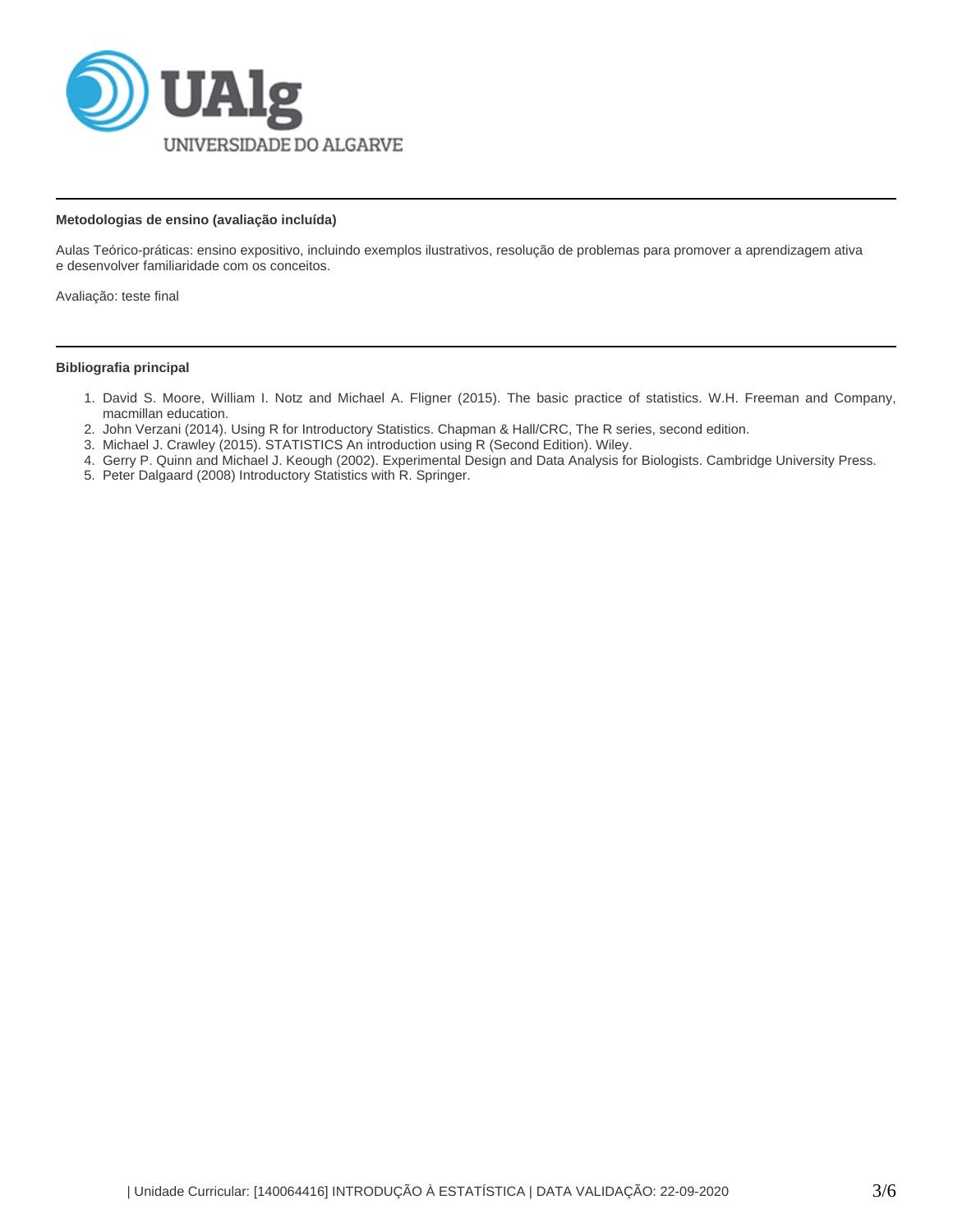#### Metodologias de ensino (avaliação incluída)

Aulas Teórico-práticas: ensino expositivo, incluindo exemplos ilustrativos, resolução de problemas para promover a aprendizagem ativa e desenvolver familiaridade com os conceitos.

Avaliação: teste final

#### Bibliografia principal

1. David S. Moore, William I. Notz and Michael A. Fligner (2015). The basic practice of statistics. W.H. Freeman and Company, macmillan education.
2. John Verzani (2014). Using R for Introductory Statistics. Chapman & Hall/CRC, The R series, second edition.
3. Michael J. Crawley (2015). STATISTICS An introduction using R (Second Edition). Wiley.
4. Gerry P. Quinn and Michael J. Keough (2002). Experimental Design and Data Analysis for Biologists. Cambridge University Press.
5. Peter Dalgaard (2008) Introductory Statistics with R. Springer.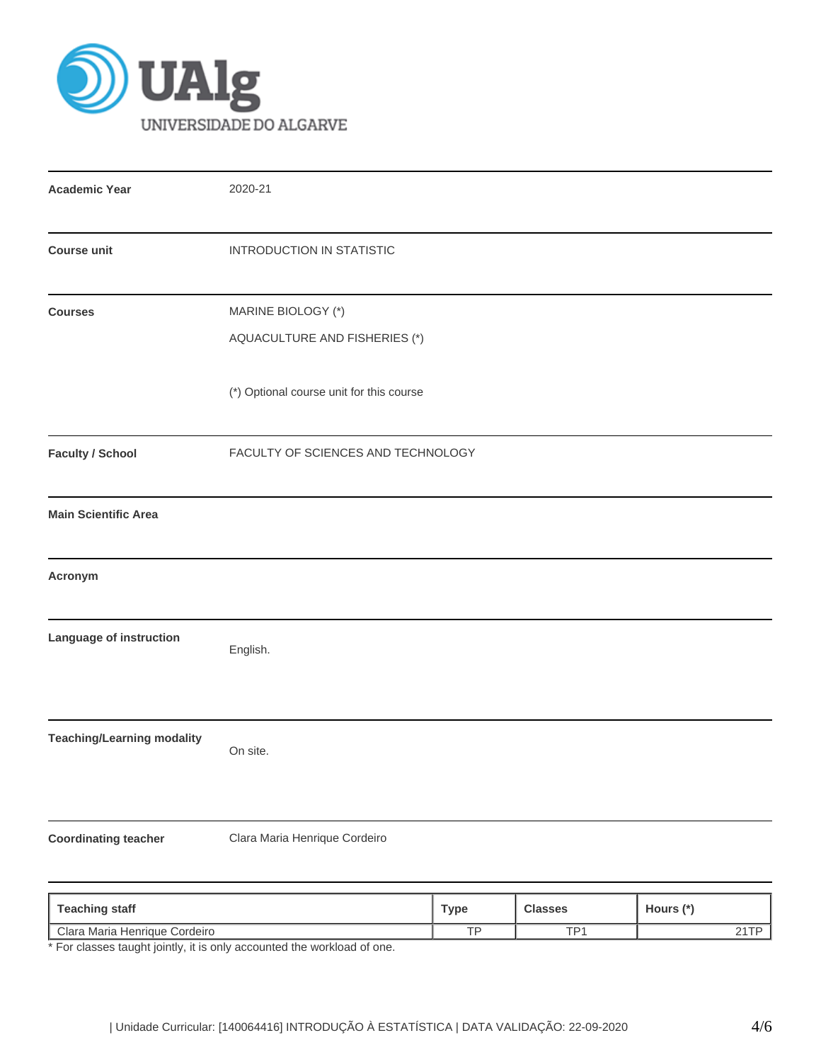| | |
|---|---|
| **Academic Year** | 2020-21 |
| **Course unit** | INTRODUCTION IN STATISTIC |
| **Courses** | MARINE BIOLOGY (*)<br>AQUACULTURE AND FISHERIES (*)<br><br>(*) Optional course unit for this course |
| **Faculty / School** | FACULTY OF SCIENCES AND TECHNOLOGY |
| **Main Scientific Area** | |
| **Acronym** | |
| **Language of instruction** | English. |
| **Teaching/Learning modality** | On site. |
| **Coordinating teacher** | Clara Maria Henrique Cordeiro |

| Teaching staff | Type | Classes | Hours (*) |
|---|---|---|---|
| Clara Maria Henrique Cordeiro | TP | TP1 | 21TP |

* For classes taught jointly, it is only accounted the workload of one.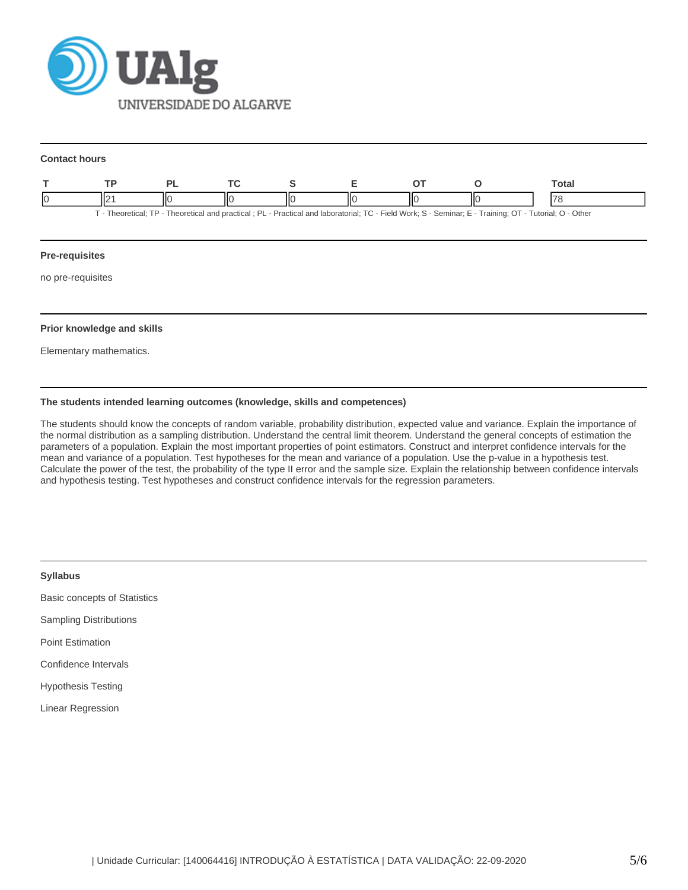### Contact hours

| T | TP | PL | TC | S | E | OT | O | Total |
|---|---|---|---|---|---|---|---|---|
| 0 | 21 | 0 | 0 | 0 | 0 | 0 | 0 | 78 |

T - Theoretical; TP - Theoretical and practical ; PL - Practical and laboratorial; TC - Field Work; S - Seminar; E - Training; OT - Tutorial; O - Other

### Pre-requisites

no pre-requisites

### Prior knowledge and skills

Elementary mathematics.

### The students intended learning outcomes (knowledge, skills and competences)

The students should know the concepts of random variable, probability distribution, expected value and variance. Explain the importance of the normal distribution as a sampling distribution. Understand the central limit theorem. Understand the general concepts of estimation the parameters of a population. Explain the most important properties of point estimators. Construct and interpret confidence intervals for the mean and variance of a population. Test hypotheses for the mean and variance of a population. Use the p-value in a hypothesis test. Calculate the power of the test, the probability of the type II error and the sample size. Explain the relationship between confidence intervals and hypothesis testing. Test hypotheses and construct confidence intervals for the regression parameters.

### Syllabus

Basic concepts of Statistics

Sampling Distributions

Point Estimation

Confidence Intervals

Hypothesis Testing

Linear Regression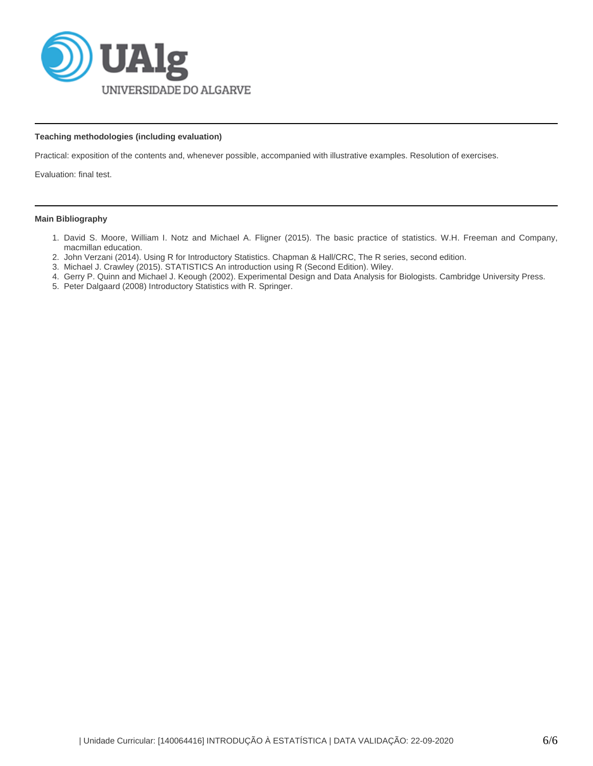**Teaching methodologies (including evaluation)**

Practical: exposition of the contents and, whenever possible, accompanied with illustrative examples. Resolution of exercises.

Evaluation: final test.

**Main Bibliography**

1. David S. Moore, William I. Notz and Michael A. Fligner (2015). The basic practice of statistics. W.H. Freeman and Company, macmillan education.
2. John Verzani (2014). Using R for Introductory Statistics. Chapman & Hall/CRC, The R series, second edition.
3. Michael J. Crawley (2015). STATISTICS An introduction using R (Second Edition). Wiley.
4. Gerry P. Quinn and Michael J. Keough (2002). Experimental Design and Data Analysis for Biologists. Cambridge University Press.
5. Peter Dalgaard (2008) Introductory Statistics with R. Springer.